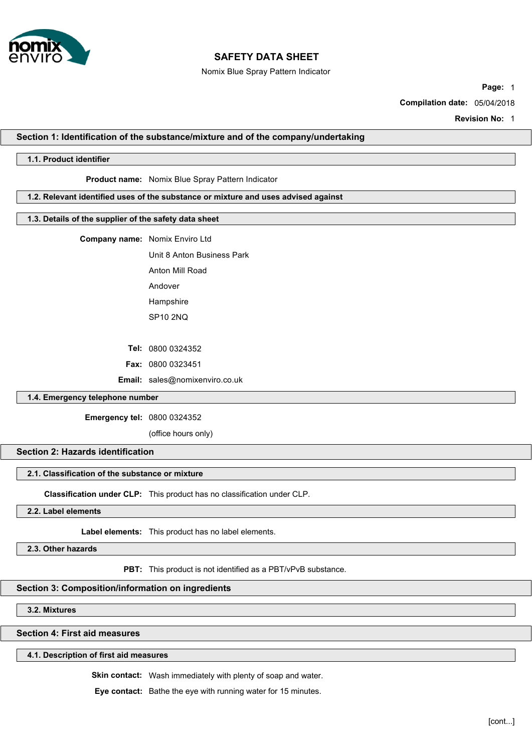# SAFETY DATA SHEET

Nomix Blue Spray Pattern Indicator

**Page:** 1

**Compilation date:** 05/04/2018

**Revision No:** 1

## Section 1: Identification of the substance/mixture and of the company/undertaking

### 1.1. Product identifier

**Product name:** Nomix Blue Spray Pattern Indicator

### 1.2. Relevant identified uses of the substance or mixture and uses advised against

### 1.3. Details of the supplier of the safety data sheet

**Company name:** Nomix Enviro Ltd
Unit 8 Anton Business Park
Anton Mill Road
Andover
Hampshire
SP10 2NQ

**Tel:** 0800 0324352

**Fax:** 0800 0323451

**Email:** sales@nomixenviro.co.uk

### 1.4. Emergency telephone number

**Emergency tel:** 0800 0324352
(office hours only)

## Section 2: Hazards identification

### 2.1. Classification of the substance or mixture

**Classification under CLP:** This product has no classification under CLP.

### 2.2. Label elements

**Label elements:** This product has no label elements.

### 2.3. Other hazards

**PBT:** This product is not identified as a PBT/vPvB substance.

## Section 3: Composition/information on ingredients

### 3.2. Mixtures

## Section 4: First aid measures

### 4.1. Description of first aid measures

**Skin contact:** Wash immediately with plenty of soap and water.

**Eye contact:** Bathe the eye with running water for 15 minutes.

[cont...]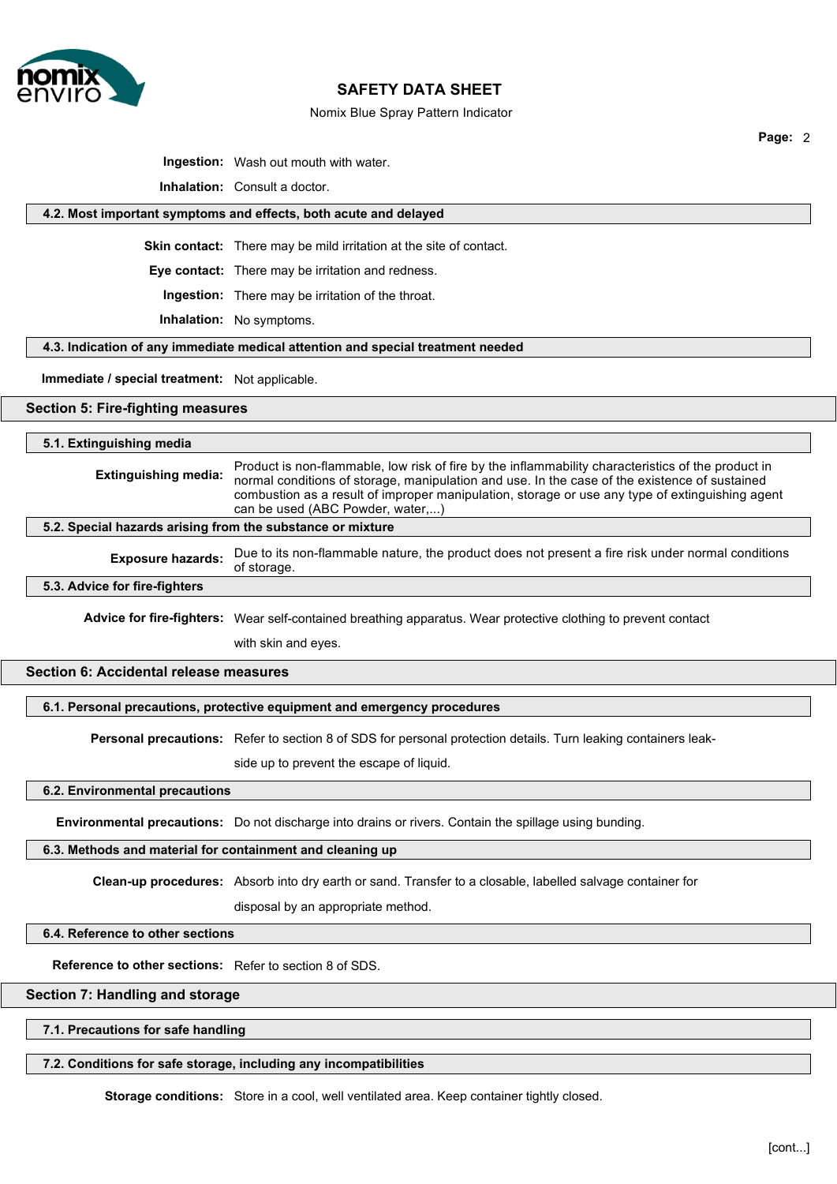**Ingestion:** Wash out mouth with water.

**Inhalation:** Consult a doctor.

### 4.2. Most important symptoms and effects, both acute and delayed

**Skin contact:** There may be mild irritation at the site of contact.

**Eye contact:** There may be irritation and redness.

**Ingestion:** There may be irritation of the throat.

**Inhalation:** No symptoms.

### 4.3. Indication of any immediate medical attention and special treatment needed

**Immediate / special treatment:** Not applicable.

## Section 5: Fire-fighting measures

### 5.1. Extinguishing media

**Extinguishing media:** Product is non-flammable, low risk of fire by the inflammability characteristics of the product in normal conditions of storage, manipulation and use. In the case of the existence of sustained combustion as a result of improper manipulation, storage or use any type of extinguishing agent can be used (ABC Powder, water,...)

### 5.2. Special hazards arising from the substance or mixture

**Exposure hazards:** Due to its non-flammable nature, the product does not present a fire risk under normal conditions of storage.

### 5.3. Advice for fire-fighters

**Advice for fire-fighters:** Wear self-contained breathing apparatus. Wear protective clothing to prevent contact with skin and eyes.

## Section 6: Accidental release measures

### 6.1. Personal precautions, protective equipment and emergency procedures

**Personal precautions:** Refer to section 8 of SDS for personal protection details. Turn leaking containers leak-side up to prevent the escape of liquid.

### 6.2. Environmental precautions

**Environmental precautions:** Do not discharge into drains or rivers. Contain the spillage using bunding.

### 6.3. Methods and material for containment and cleaning up

**Clean-up procedures:** Absorb into dry earth or sand. Transfer to a closable, labelled salvage container for disposal by an appropriate method.

### 6.4. Reference to other sections

**Reference to other sections:** Refer to section 8 of SDS.

## Section 7: Handling and storage

### 7.1. Precautions for safe handling

### 7.2. Conditions for safe storage, including any incompatibilities

**Storage conditions:** Store in a cool, well ventilated area. Keep container tightly closed.

[cont...]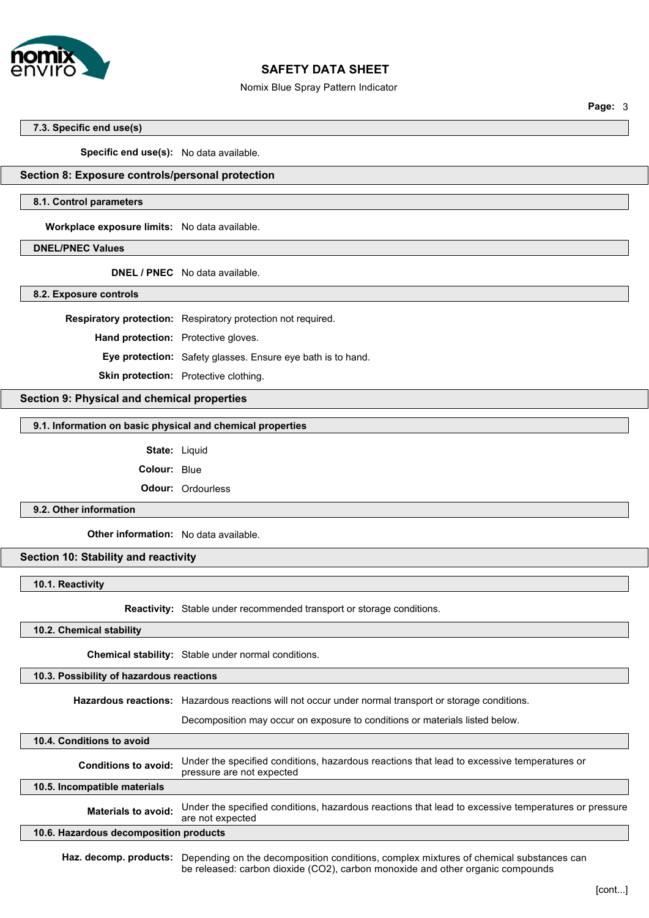### 7.3. Specific end use(s)

**Specific end use(s):** No data available.

## Section 8: Exposure controls/personal protection

### 8.1. Control parameters

**Workplace exposure limits:** No data available.

### DNEL/PNEC Values

**DNEL / PNEC** No data available.

### 8.2. Exposure controls

**Respiratory protection:** Respiratory protection not required.

**Hand protection:** Protective gloves.

**Eye protection:** Safety glasses. Ensure eye bath is to hand.

**Skin protection:** Protective clothing.

## Section 9: Physical and chemical properties

### 9.1. Information on basic physical and chemical properties

**State:** Liquid

**Colour:** Blue

**Odour:** Ordourless

### 9.2. Other information

**Other information:** No data available.

## Section 10: Stability and reactivity

### 10.1. Reactivity

**Reactivity:** Stable under recommended transport or storage conditions.

### 10.2. Chemical stability

**Chemical stability:** Stable under normal conditions.

### 10.3. Possibility of hazardous reactions

**Hazardous reactions:** Hazardous reactions will not occur under normal transport or storage conditions.

Decomposition may occur on exposure to conditions or materials listed below.

### 10.4. Conditions to avoid

**Conditions to avoid:** Under the specified conditions, hazardous reactions that lead to excessive temperatures or pressure are not expected

### 10.5. Incompatible materials

**Materials to avoid:** Under the specified conditions, hazardous reactions that lead to excessive temperatures or pressure are not expected

### 10.6. Hazardous decomposition products

**Haz. decomp. products:** Depending on the decomposition conditions, complex mixtures of chemical substances can be released: carbon dioxide ($CO_2$), carbon monoxide and other organic compounds

[cont...]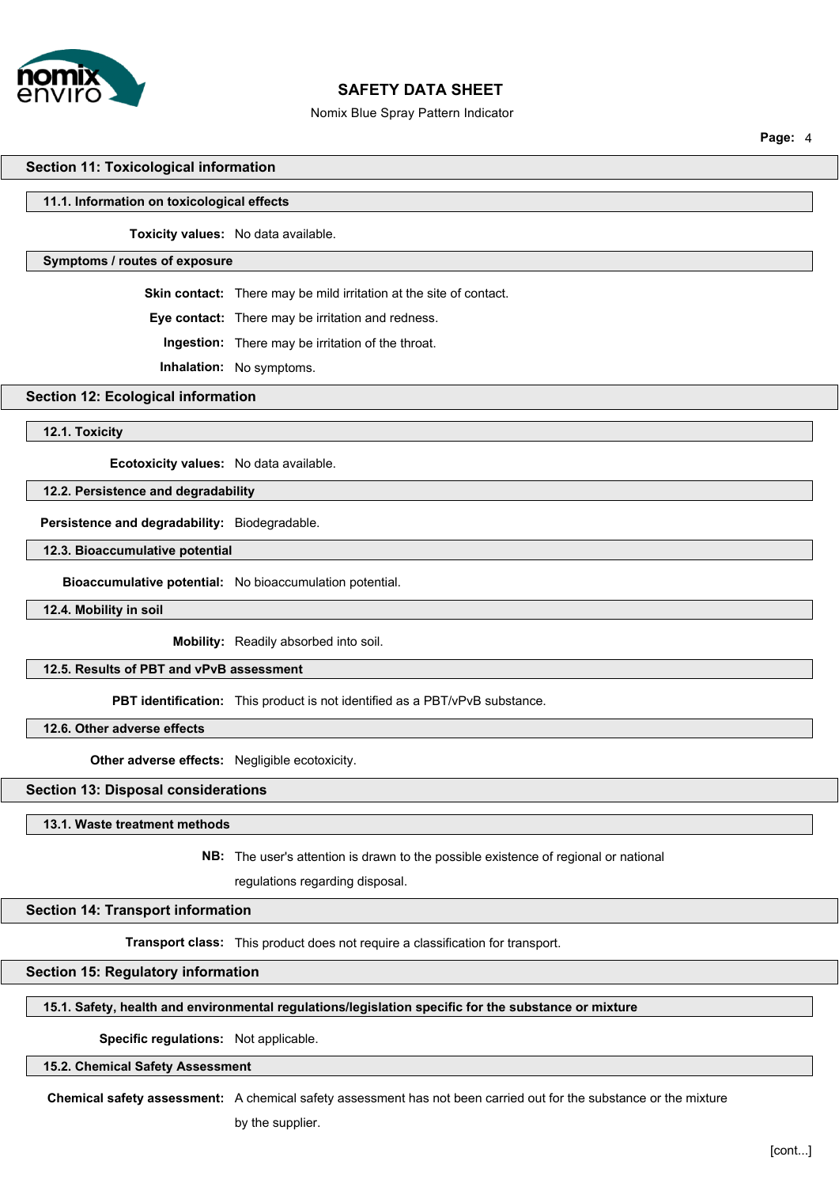## Section 11: Toxicological information

### 11.1. Information on toxicological effects

**Toxicity values:** No data available.

### Symptoms / routes of exposure

**Skin contact:** There may be mild irritation at the site of contact.

**Eye contact:** There may be irritation and redness.

**Ingestion:** There may be irritation of the throat.

**Inhalation:** No symptoms.

## Section 12: Ecological information

### 12.1. Toxicity

**Ecotoxicity values:** No data available.

### 12.2. Persistence and degradability

**Persistence and degradability:** Biodegradable.

### 12.3. Bioaccumulative potential

**Bioaccumulative potential:** No bioaccumulation potential.

### 12.4. Mobility in soil

**Mobility:** Readily absorbed into soil.

### 12.5. Results of PBT and vPvB assessment

**PBT identification:** This product is not identified as a PBT/vPvB substance.

### 12.6. Other adverse effects

**Other adverse effects:** Negligible ecotoxicity.

## Section 13: Disposal considerations

### 13.1. Waste treatment methods

**NB:** The user's attention is drawn to the possible existence of regional or national regulations regarding disposal.

## Section 14: Transport information

**Transport class:** This product does not require a classification for transport.

## Section 15: Regulatory information

### 15.1. Safety, health and environmental regulations/legislation specific for the substance or mixture

**Specific regulations:** Not applicable.

### 15.2. Chemical Safety Assessment

**Chemical safety assessment:** A chemical safety assessment has not been carried out for the substance or the mixture by the supplier.

[cont...]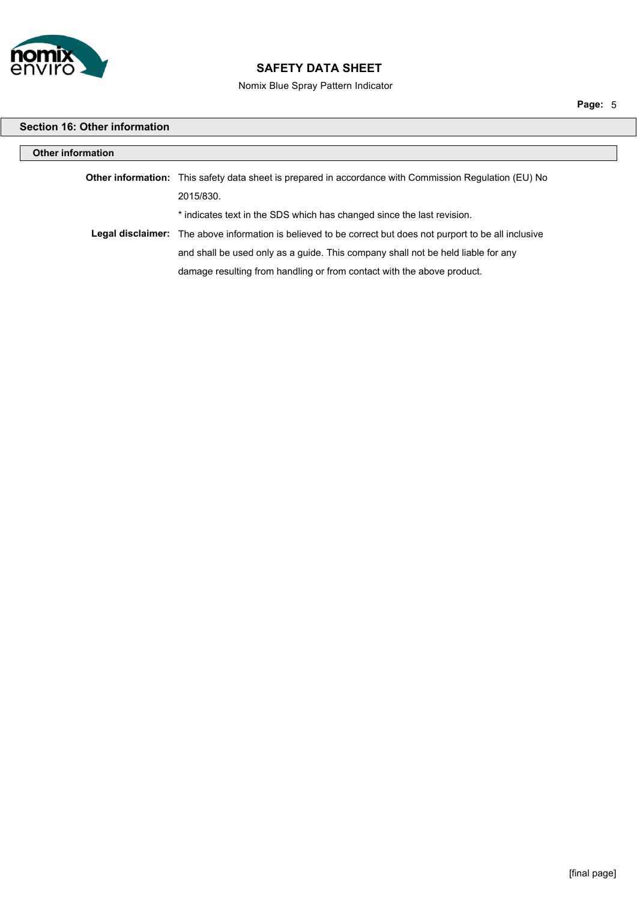## Section 16: Other information

### Other information

**Other information:** This safety data sheet is prepared in accordance with Commission Regulation (EU) No 2015/830.

* indicates text in the SDS which has changed since the last revision.

**Legal disclaimer:** The above information is believed to be correct but does not purport to be all inclusive and shall be used only as a guide. This company shall not be held liable for any damage resulting from handling or from contact with the above product.

[final page]